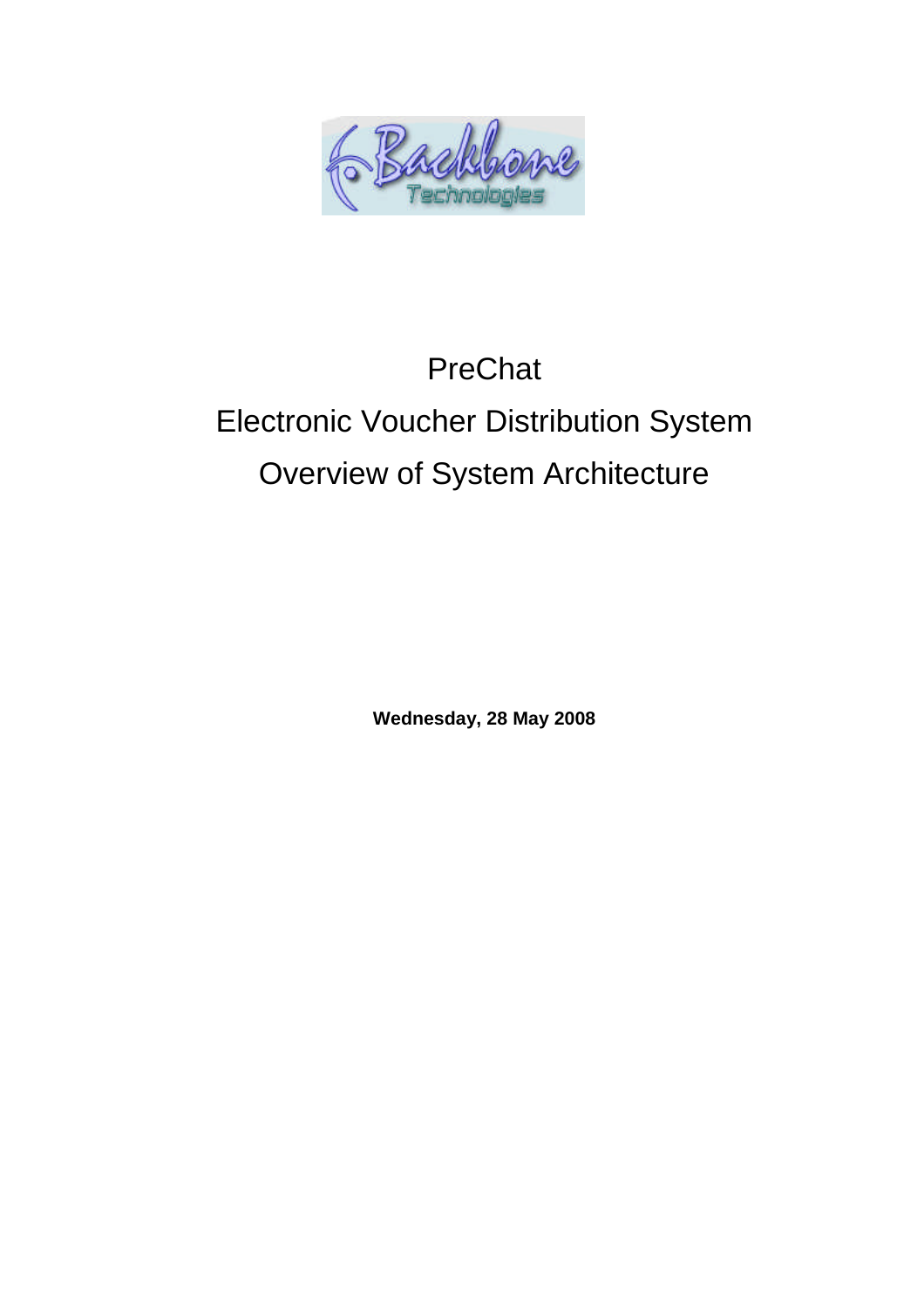# PreChat

# Electronic Voucher Distribution System

# Overview of System Architecture

**Wednesday, 28 May 2008**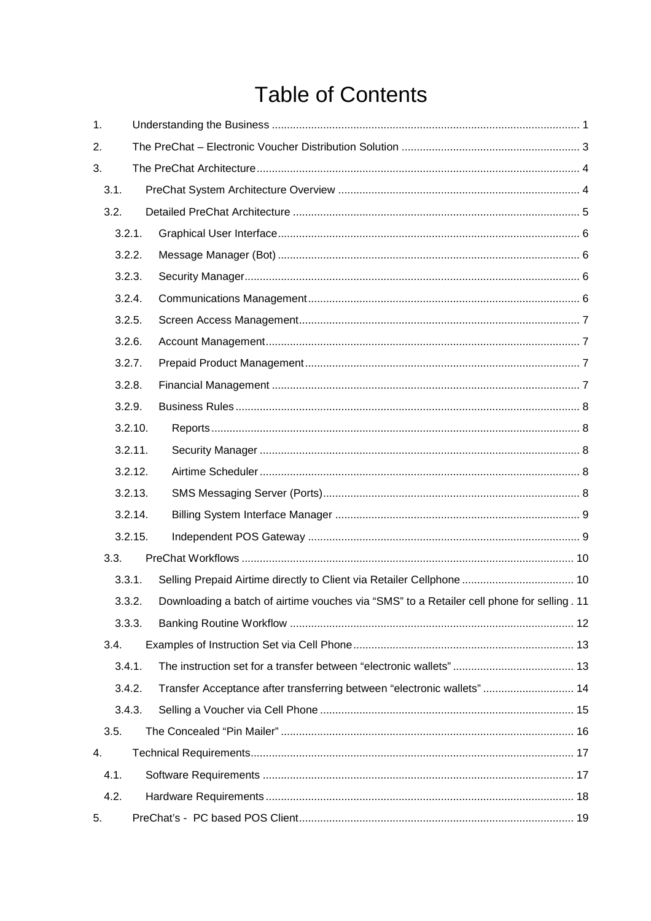# Table of Contents

1. Understanding the Business ..... 1
2. The PreChat – Electronic Voucher Distribution Solution ..... 3
3. The PreChat Architecture ..... 4
   - 3.1. PreChat System Architecture Overview ..... 4
   - 3.2. Detailed PreChat Architecture ..... 5
     - 3.2.1. Graphical User Interface ..... 6
     - 3.2.2. Message Manager (Bot) ..... 6
     - 3.2.3. Security Manager ..... 6
     - 3.2.4. Communications Management ..... 6
     - 3.2.5. Screen Access Management ..... 7
     - 3.2.6. Account Management ..... 7
     - 3.2.7. Prepaid Product Management ..... 7
     - 3.2.8. Financial Management ..... 7
     - 3.2.9. Business Rules ..... 8
     - 3.2.10. Reports ..... 8
     - 3.2.11. Security Manager ..... 8
     - 3.2.12. Airtime Scheduler ..... 8
     - 3.2.13. SMS Messaging Server (Ports) ..... 8
     - 3.2.14. Billing System Interface Manager ..... 9
     - 3.2.15. Independent POS Gateway ..... 9
   - 3.3. PreChat Workflows ..... 10
     - 3.3.1. Selling Prepaid Airtime directly to Client via Retailer Cellphone ..... 10
     - 3.3.2. Downloading a batch of airtime vouches via "SMS" to a Retailer cell phone for selling . 11
     - 3.3.3. Banking Routine Workflow ..... 12
   - 3.4. Examples of Instruction Set via Cell Phone ..... 13
     - 3.4.1. The instruction set for a transfer between "electronic wallets" ..... 13
     - 3.4.2. Transfer Acceptance after transferring between "electronic wallets" ..... 14
     - 3.4.3. Selling a Voucher via Cell Phone ..... 15
   - 3.5. The Concealed "Pin Mailer" ..... 16
4. Technical Requirements ..... 17
   - 4.1. Software Requirements ..... 17
   - 4.2. Hardware Requirements ..... 18
5. PreChat's - PC based POS Client ..... 19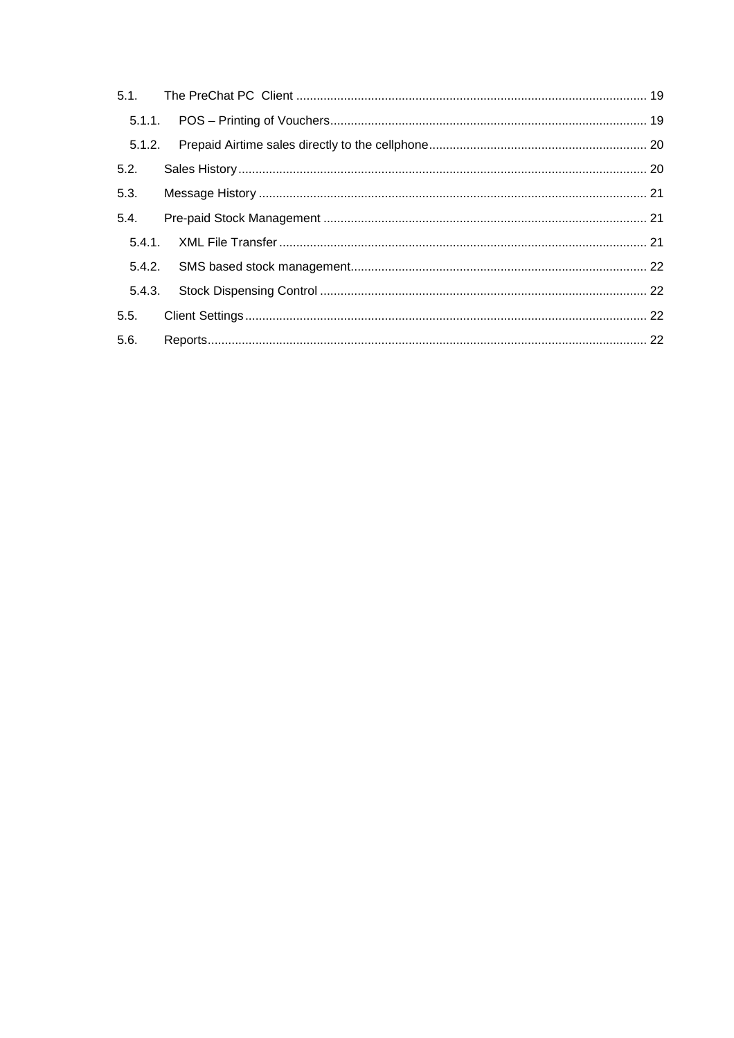5.1. The PreChat PC Client ..................................................................................................... 19

5.1.1. POS – Printing of Vouchers............................................................................................ 19

5.1.2. Prepaid Airtime sales directly to the cellphone............................................................... 20

5.2. Sales History...................................................................................................................... 20

5.3. Message History ................................................................................................................ 21

5.4. Pre-paid Stock Management ............................................................................................. 21

5.4.1. XML File Transfer .......................................................................................................... 21

5.4.2. SMS based stock management...................................................................................... 22

5.4.3. Stock Dispensing Control ............................................................................................... 22

5.5. Client Settings.................................................................................................................... 22

5.6. Reports............................................................................................................................... 22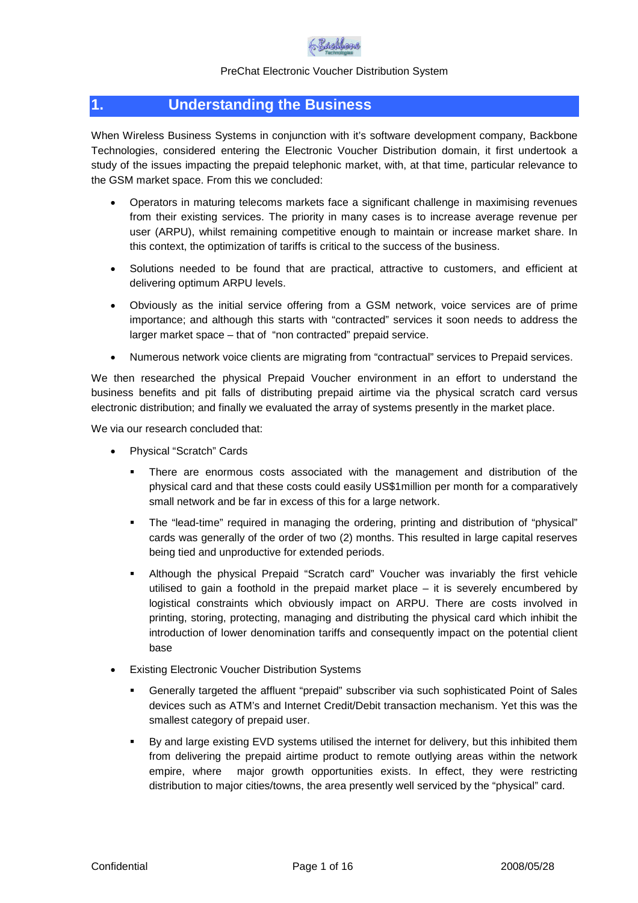# 1. Understanding the Business

When Wireless Business Systems in conjunction with it's software development company, Backbone Technologies, considered entering the Electronic Voucher Distribution domain, it first undertook a study of the issues impacting the prepaid telephonic market, with, at that time, particular relevance to the GSM market space. From this we concluded:

- Operators in maturing telecoms markets face a significant challenge in maximising revenues from their existing services. The priority in many cases is to increase average revenue per user (ARPU), whilst remaining competitive enough to maintain or increase market share. In this context, the optimization of tariffs is critical to the success of the business.
- Solutions needed to be found that are practical, attractive to customers, and efficient at delivering optimum ARPU levels.
- Obviously as the initial service offering from a GSM network, voice services are of prime importance; and although this starts with "contracted" services it soon needs to address the larger market space – that of "non contracted" prepaid service.
- Numerous network voice clients are migrating from "contractual" services to Prepaid services.

We then researched the physical Prepaid Voucher environment in an effort to understand the business benefits and pit falls of distributing prepaid airtime via the physical scratch card versus electronic distribution; and finally we evaluated the array of systems presently in the market place.

We via our research concluded that:

- Physical "Scratch" Cards
  - There are enormous costs associated with the management and distribution of the physical card and that these costs could easily US$1million per month for a comparatively small network and be far in excess of this for a large network.
  - The "lead-time" required in managing the ordering, printing and distribution of "physical" cards was generally of the order of two (2) months. This resulted in large capital reserves being tied and unproductive for extended periods.
  - Although the physical Prepaid "Scratch card" Voucher was invariably the first vehicle utilised to gain a foothold in the prepaid market place – it is severely encumbered by logistical constraints which obviously impact on ARPU. There are costs involved in printing, storing, protecting, managing and distributing the physical card which inhibit the introduction of lower denomination tariffs and consequently impact on the potential client base
- Existing Electronic Voucher Distribution Systems
  - Generally targeted the affluent "prepaid" subscriber via such sophisticated Point of Sales devices such as ATM's and Internet Credit/Debit transaction mechanism. Yet this was the smallest category of prepaid user.
  - By and large existing EVD systems utilised the internet for delivery, but this inhibited them from delivering the prepaid airtime product to remote outlying areas within the network empire, where major growth opportunities exists. In effect, they were restricting distribution to major cities/towns, the area presently well serviced by the "physical" card.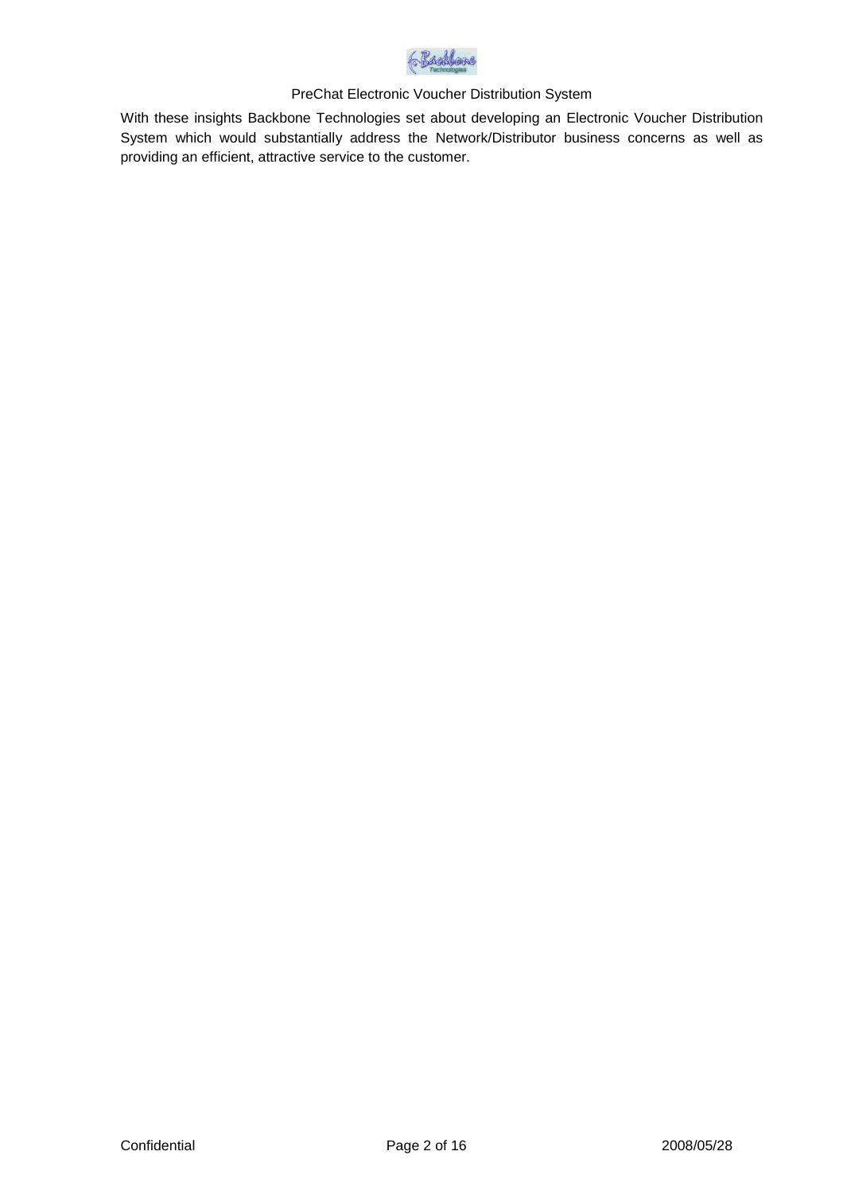With these insights Backbone Technologies set about developing an Electronic Voucher Distribution System which would substantially address the Network/Distributor business concerns as well as providing an efficient, attractive service to the customer.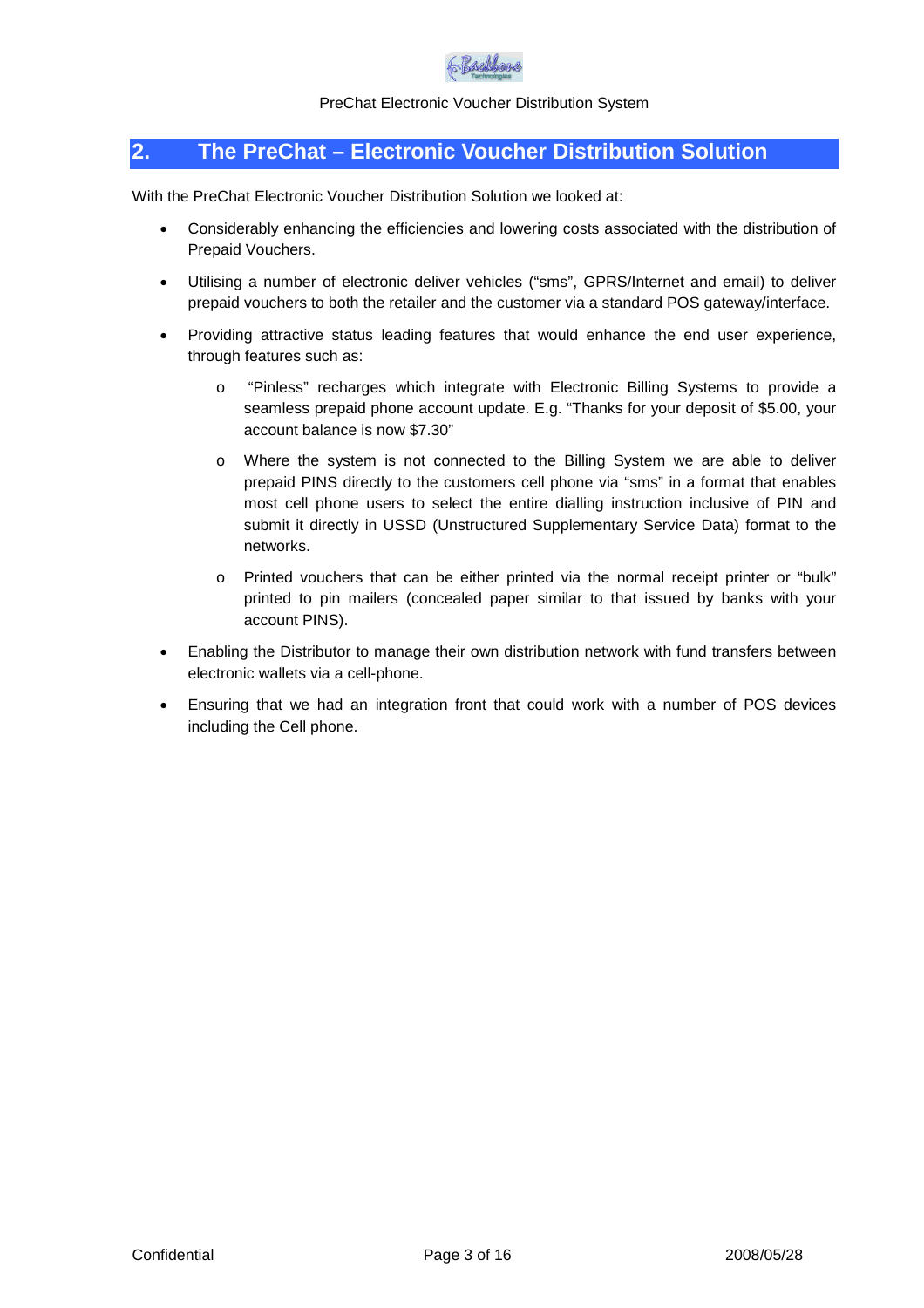## 2. The PreChat – Electronic Voucher Distribution Solution

With the PreChat Electronic Voucher Distribution Solution we looked at:

- Considerably enhancing the efficiencies and lowering costs associated with the distribution of Prepaid Vouchers.
- Utilising a number of electronic deliver vehicles ("sms", GPRS/Internet and email) to deliver prepaid vouchers to both the retailer and the customer via a standard POS gateway/interface.
- Providing attractive status leading features that would enhance the end user experience, through features such as:
  - "Pinless" recharges which integrate with Electronic Billing Systems to provide a seamless prepaid phone account update. E.g. "Thanks for your deposit of $5.00, your account balance is now $7.30"
  - Where the system is not connected to the Billing System we are able to deliver prepaid PINS directly to the customers cell phone via "sms" in a format that enables most cell phone users to select the entire dialling instruction inclusive of PIN and submit it directly in USSD (Unstructured Supplementary Service Data) format to the networks.
  - Printed vouchers that can be either printed via the normal receipt printer or "bulk" printed to pin mailers (concealed paper similar to that issued by banks with your account PINS).
- Enabling the Distributor to manage their own distribution network with fund transfers between electronic wallets via a cell-phone.
- Ensuring that we had an integration front that could work with a number of POS devices including the Cell phone.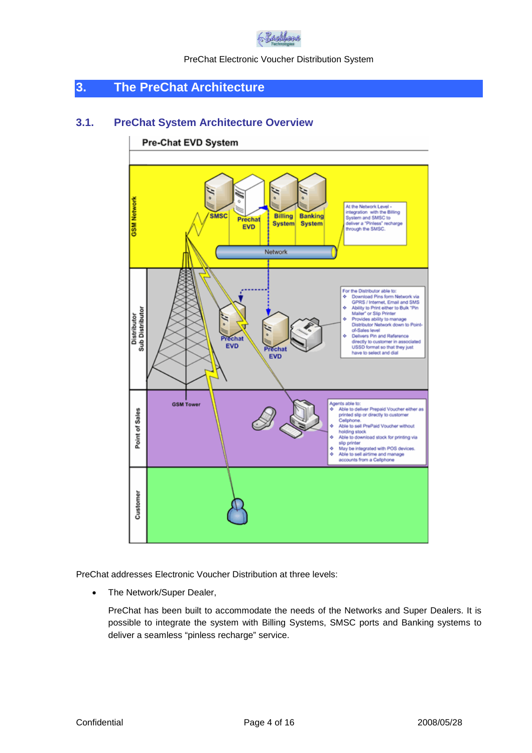# 3. The PreChat Architecture

## 3.1. PreChat System Architecture Overview

PreChat addresses Electronic Voucher Distribution at three levels:

- The Network/Super Dealer,

  PreChat has been built to accommodate the needs of the Networks and Super Dealers. It is possible to integrate the system with Billing Systems, SMSC ports and Banking systems to deliver a seamless “pinless recharge” service.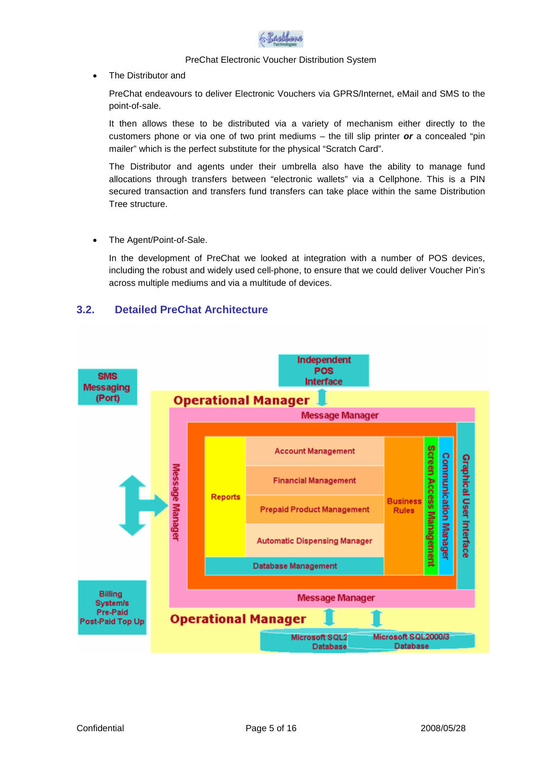- The Distributor and

  PreChat endeavours to deliver Electronic Vouchers via GPRS/Internet, eMail and SMS to the point-of-sale.

  It then allows these to be distributed via a variety of mechanism either directly to the customers phone or via one of two print mediums – the till slip printer ***or*** a concealed "pin mailer" which is the perfect substitute for the physical "Scratch Card".

  The Distributor and agents under their umbrella also have the ability to manage fund allocations through transfers between "electronic wallets" via a Cellphone. This is a PIN secured transaction and transfers fund transfers can take place within the same Distribution Tree structure.

- The Agent/Point-of-Sale.

  In the development of PreChat we looked at integration with a number of POS devices, including the robust and widely used cell-phone, to ensure that we could deliver Voucher Pin's across multiple mediums and via a multitude of devices.

## 3.2. Detailed PreChat Architecture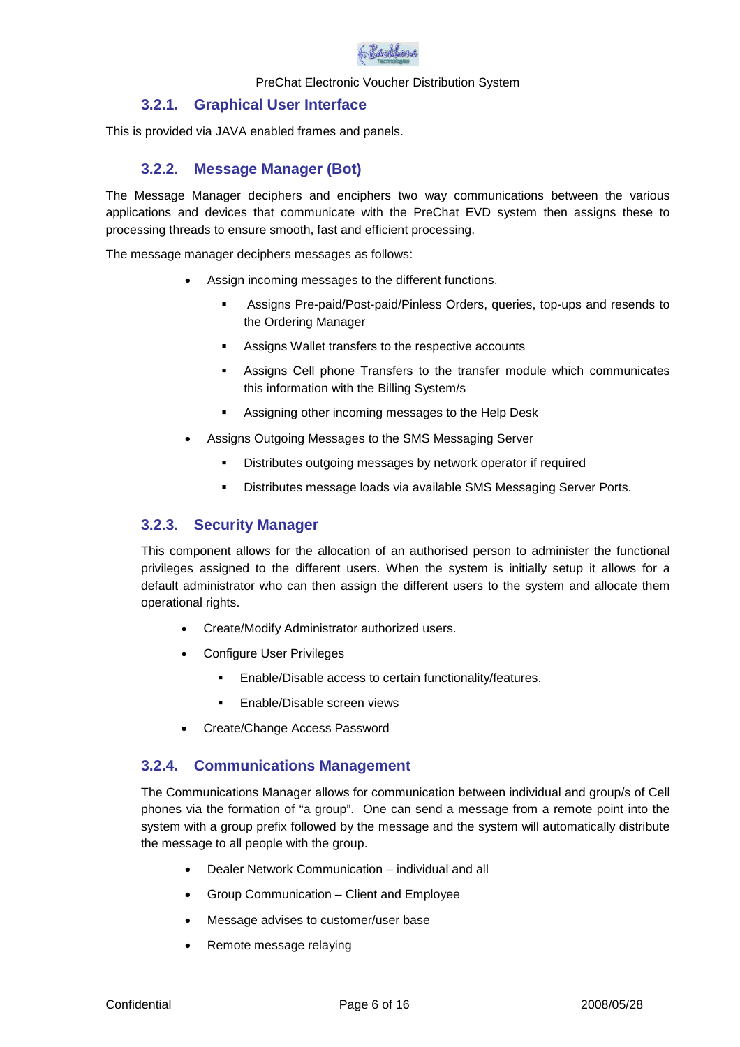### 3.2.1. Graphical User Interface

This is provided via JAVA enabled frames and panels.

### 3.2.2. Message Manager (Bot)

The Message Manager deciphers and enciphers two way communications between the various applications and devices that communicate with the PreChat EVD system then assigns these to processing threads to ensure smooth, fast and efficient processing.

The message manager deciphers messages as follows:

- Assign incoming messages to the different functions.
  - Assigns Pre-paid/Post-paid/Pinless Orders, queries, top-ups and resends to the Ordering Manager
  - Assigns Wallet transfers to the respective accounts
  - Assigns Cell phone Transfers to the transfer module which communicates this information with the Billing System/s
  - Assigning other incoming messages to the Help Desk
- Assigns Outgoing Messages to the SMS Messaging Server
  - Distributes outgoing messages by network operator if required
  - Distributes message loads via available SMS Messaging Server Ports.

### 3.2.3. Security Manager

This component allows for the allocation of an authorised person to administer the functional privileges assigned to the different users. When the system is initially setup it allows for a default administrator who can then assign the different users to the system and allocate them operational rights.

- Create/Modify Administrator authorized users.
- Configure User Privileges
  - Enable/Disable access to certain functionality/features.
  - Enable/Disable screen views
- Create/Change Access Password

### 3.2.4. Communications Management

The Communications Manager allows for communication between individual and group/s of Cell phones via the formation of "a group". One can send a message from a remote point into the system with a group prefix followed by the message and the system will automatically distribute the message to all people with the group.

- Dealer Network Communication – individual and all
- Group Communication – Client and Employee
- Message advises to customer/user base
- Remote message relaying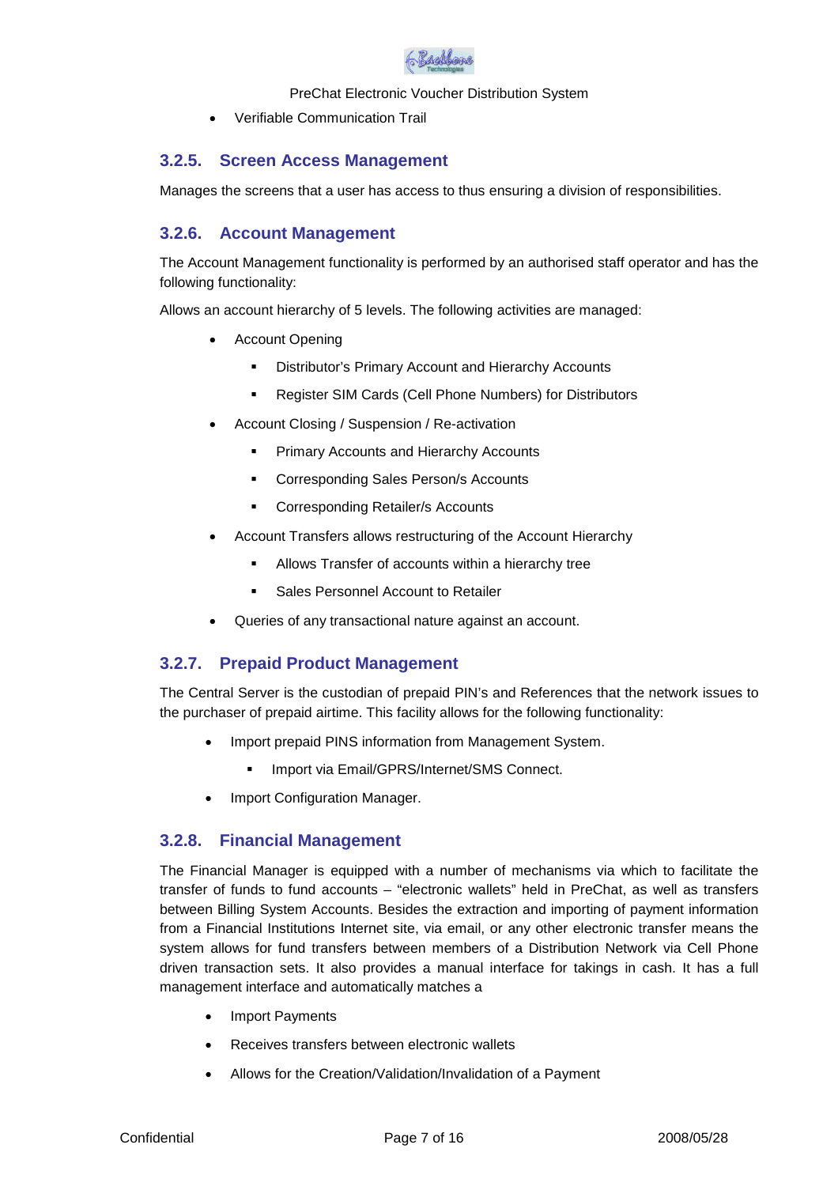- Verifiable Communication Trail

### 3.2.5. Screen Access Management

Manages the screens that a user has access to thus ensuring a division of responsibilities.

### 3.2.6. Account Management

The Account Management functionality is performed by an authorised staff operator and has the following functionality:

Allows an account hierarchy of 5 levels. The following activities are managed:

- Account Opening
  - Distributor's Primary Account and Hierarchy Accounts
  - Register SIM Cards (Cell Phone Numbers) for Distributors
- Account Closing / Suspension / Re-activation
  - Primary Accounts and Hierarchy Accounts
  - Corresponding Sales Person/s Accounts
  - Corresponding Retailer/s Accounts
- Account Transfers allows restructuring of the Account Hierarchy
  - Allows Transfer of accounts within a hierarchy tree
  - Sales Personnel Account to Retailer
- Queries of any transactional nature against an account.

### 3.2.7. Prepaid Product Management

The Central Server is the custodian of prepaid PIN's and References that the network issues to the purchaser of prepaid airtime. This facility allows for the following functionality:

- Import prepaid PINS information from Management System.
  - Import via Email/GPRS/Internet/SMS Connect.
- Import Configuration Manager.

### 3.2.8. Financial Management

The Financial Manager is equipped with a number of mechanisms via which to facilitate the transfer of funds to fund accounts – "electronic wallets" held in PreChat, as well as transfers between Billing System Accounts. Besides the extraction and importing of payment information from a Financial Institutions Internet site, via email, or any other electronic transfer means the system allows for fund transfers between members of a Distribution Network via Cell Phone driven transaction sets. It also provides a manual interface for takings in cash. It has a full management interface and automatically matches a

- Import Payments
- Receives transfers between electronic wallets
- Allows for the Creation/Validation/Invalidation of a Payment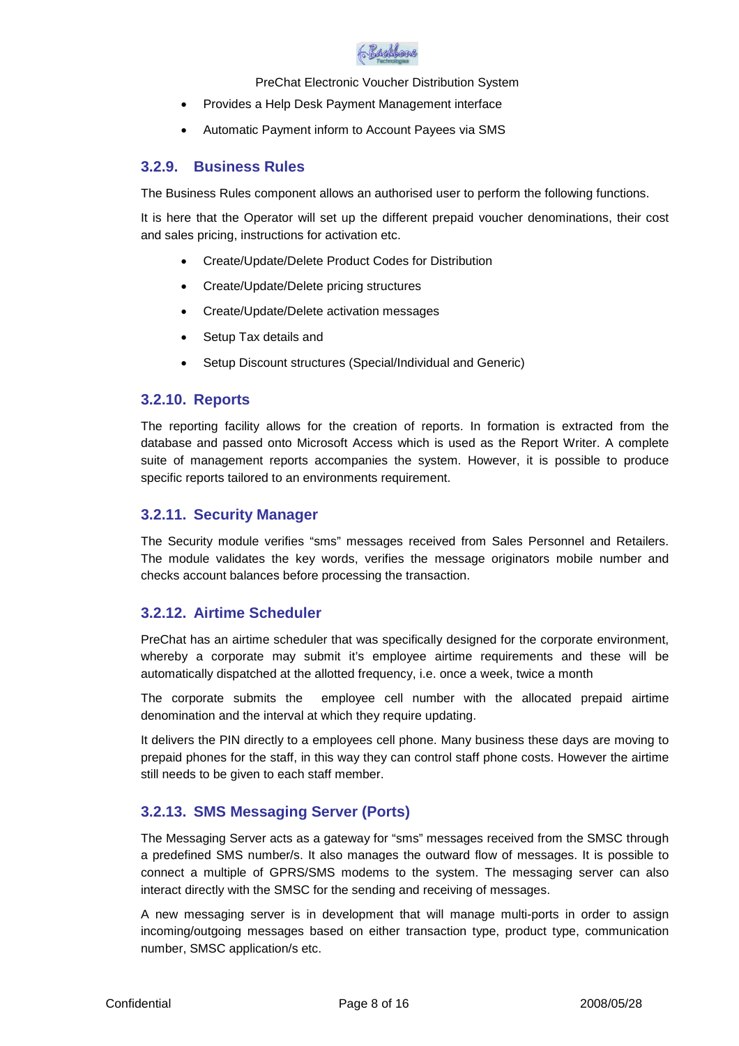- Provides a Help Desk Payment Management interface
- Automatic Payment inform to Account Payees via SMS

### 3.2.9. Business Rules

The Business Rules component allows an authorised user to perform the following functions.

It is here that the Operator will set up the different prepaid voucher denominations, their cost and sales pricing, instructions for activation etc.

- Create/Update/Delete Product Codes for Distribution
- Create/Update/Delete pricing structures
- Create/Update/Delete activation messages
- Setup Tax details and
- Setup Discount structures (Special/Individual and Generic)

### 3.2.10. Reports

The reporting facility allows for the creation of reports. In formation is extracted from the database and passed onto Microsoft Access which is used as the Report Writer. A complete suite of management reports accompanies the system. However, it is possible to produce specific reports tailored to an environments requirement.

### 3.2.11. Security Manager

The Security module verifies "sms" messages received from Sales Personnel and Retailers. The module validates the key words, verifies the message originators mobile number and checks account balances before processing the transaction.

### 3.2.12. Airtime Scheduler

PreChat has an airtime scheduler that was specifically designed for the corporate environment, whereby a corporate may submit it's employee airtime requirements and these will be automatically dispatched at the allotted frequency, i.e. once a week, twice a month

The corporate submits the employee cell number with the allocated prepaid airtime denomination and the interval at which they require updating.

It delivers the PIN directly to a employees cell phone. Many business these days are moving to prepaid phones for the staff, in this way they can control staff phone costs. However the airtime still needs to be given to each staff member.

### 3.2.13. SMS Messaging Server (Ports)

The Messaging Server acts as a gateway for "sms" messages received from the SMSC through a predefined SMS number/s. It also manages the outward flow of messages. It is possible to connect a multiple of GPRS/SMS modems to the system. The messaging server can also interact directly with the SMSC for the sending and receiving of messages.

A new messaging server is in development that will manage multi-ports in order to assign incoming/outgoing messages based on either transaction type, product type, communication number, SMSC application/s etc.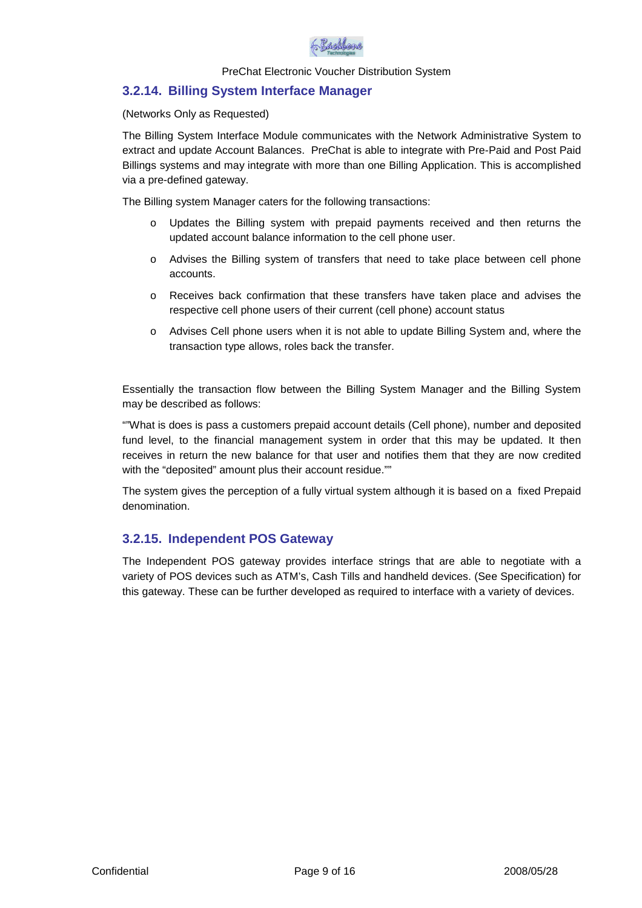### 3.2.14. Billing System Interface Manager

(Networks Only as Requested)

The Billing System Interface Module communicates with the Network Administrative System to extract and update Account Balances. PreChat is able to integrate with Pre-Paid and Post Paid Billings systems and may integrate with more than one Billing Application. This is accomplished via a pre-defined gateway.

The Billing system Manager caters for the following transactions:

- Updates the Billing system with prepaid payments received and then returns the updated account balance information to the cell phone user.
- Advises the Billing system of transfers that need to take place between cell phone accounts.
- Receives back confirmation that these transfers have taken place and advises the respective cell phone users of their current (cell phone) account status
- Advises Cell phone users when it is not able to update Billing System and, where the transaction type allows, roles back the transfer.

Essentially the transaction flow between the Billing System Manager and the Billing System may be described as follows:

“”What is does is pass a customers prepaid account details (Cell phone), number and deposited fund level, to the financial management system in order that this may be updated. It then receives in return the new balance for that user and notifies them that they are now credited with the “deposited” amount plus their account residue.””

The system gives the perception of a fully virtual system although it is based on a fixed Prepaid denomination.

### 3.2.15. Independent POS Gateway

The Independent POS gateway provides interface strings that are able to negotiate with a variety of POS devices such as ATM’s, Cash Tills and handheld devices. (See Specification) for this gateway. These can be further developed as required to interface with a variety of devices.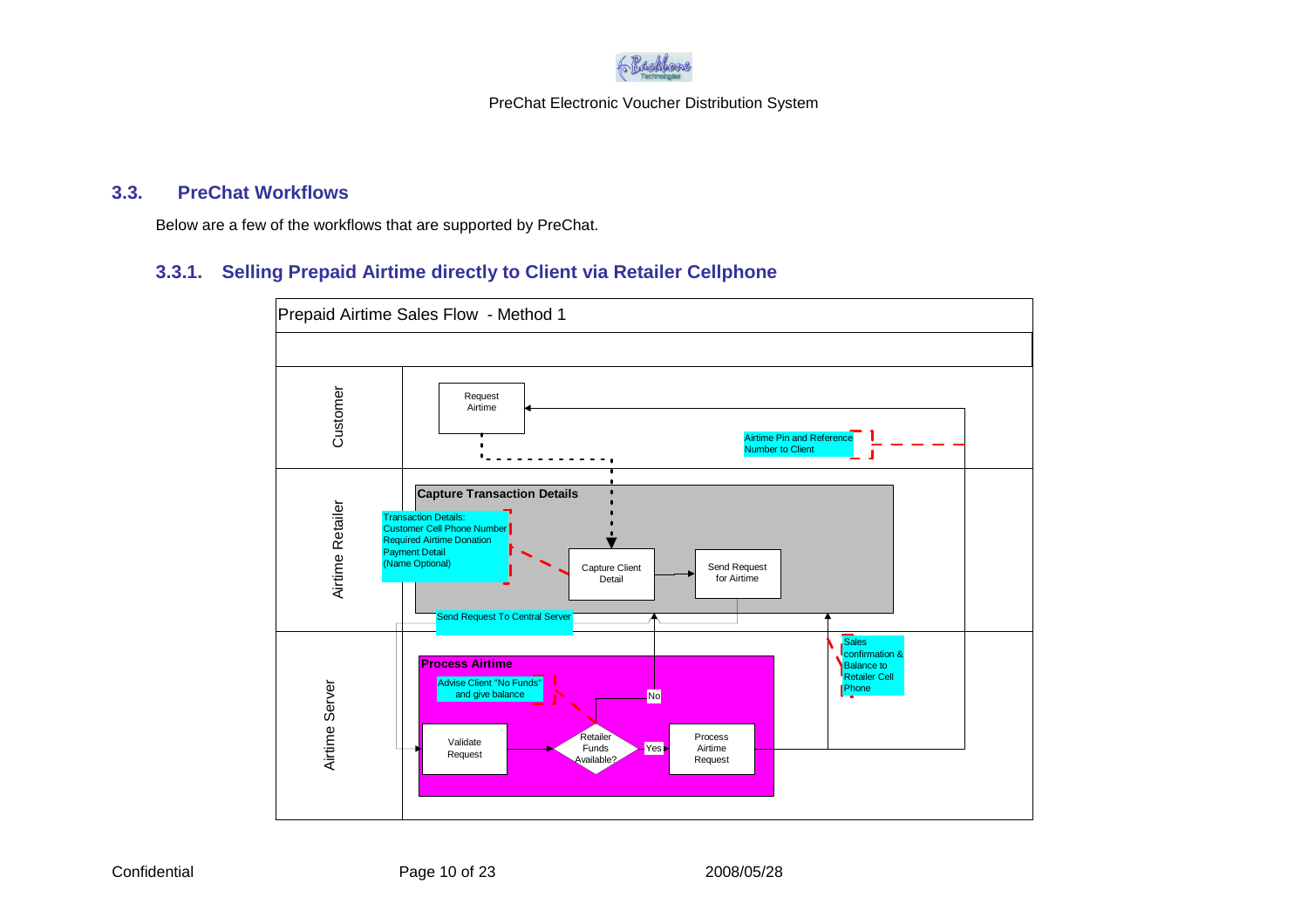## 3.3. PreChat Workflows

Below are a few of the workflows that are supported by PreChat.

### 3.3.1. Selling Prepaid Airtime directly to Client via Retailer Cellphone

Prepaid Airtime Sales Flow - Method 1

Customer

Request Airtime

Airtime Pin and Reference Number to Client

Airtime Retailer

Capture Transaction Details

Transaction Details:
Customer Cell Phone Number
Required Airtime Donation
Payment Detail
(Name Optional)

Capture Client Detail

Send Request for Airtime

Send Request To Central Server

Sales confirmation & Balance to Retailer Cell Phone

Airtime Server

Process Airtime

Advise Client "No Funds" and give balance

No

Validate Request

Retailer Funds Available?

Yes

Process Airtime Request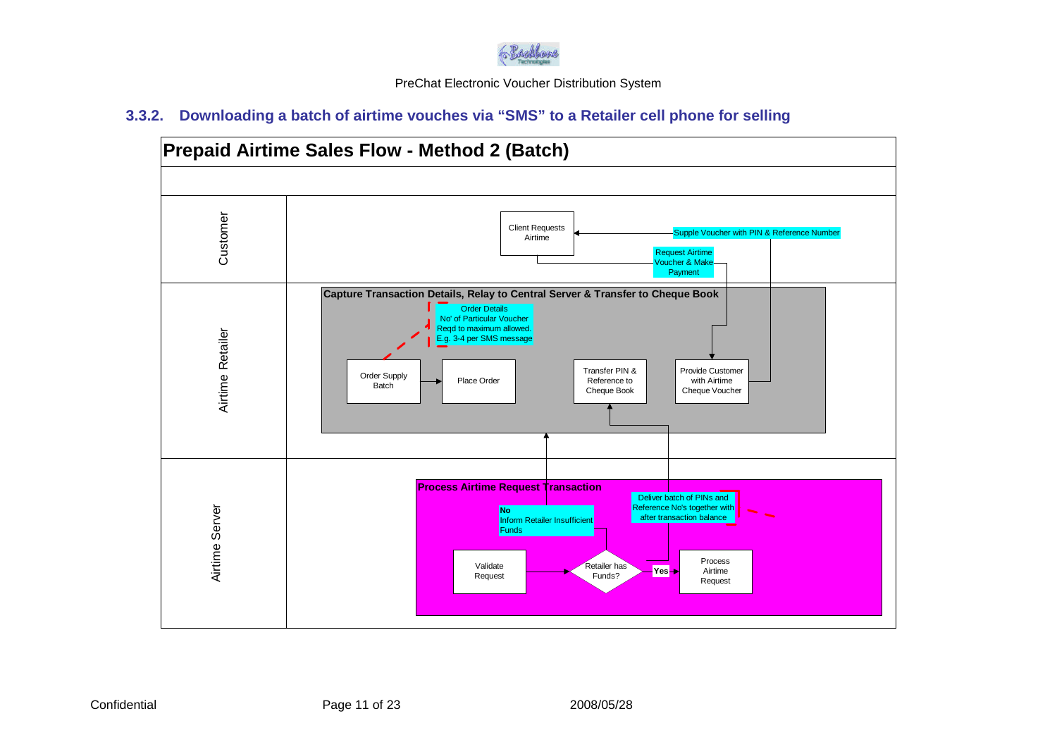### 3.3.2. Downloading a batch of airtime vouches via "SMS" to a Retailer cell phone for selling

**Prepaid Airtime Sales Flow - Method 2 (Batch)**

Customer

Client Requests Airtime

Supple Voucher with PIN & Reference Number

Request Airtime Voucher & Make Payment

Airtime Retailer

**Capture Transaction Details, Relay to Central Server & Transfer to Cheque Book**

Order Details
No' of Particular Voucher Reqd to maximum allowed.
E.g. 3-4 per SMS message

Order Supply Batch

Place Order

Transfer PIN & Reference to Cheque Book

Provide Customer with Airtime Cheque Voucher

Airtime Server

**Process Airtime Request Transaction**

**No**
Inform Retailer Insufficient Funds

Deliver batch of PINs and Reference No's together with after transaction balance

Validate Request

Retailer has Funds?

**Yes**

Process Airtime Request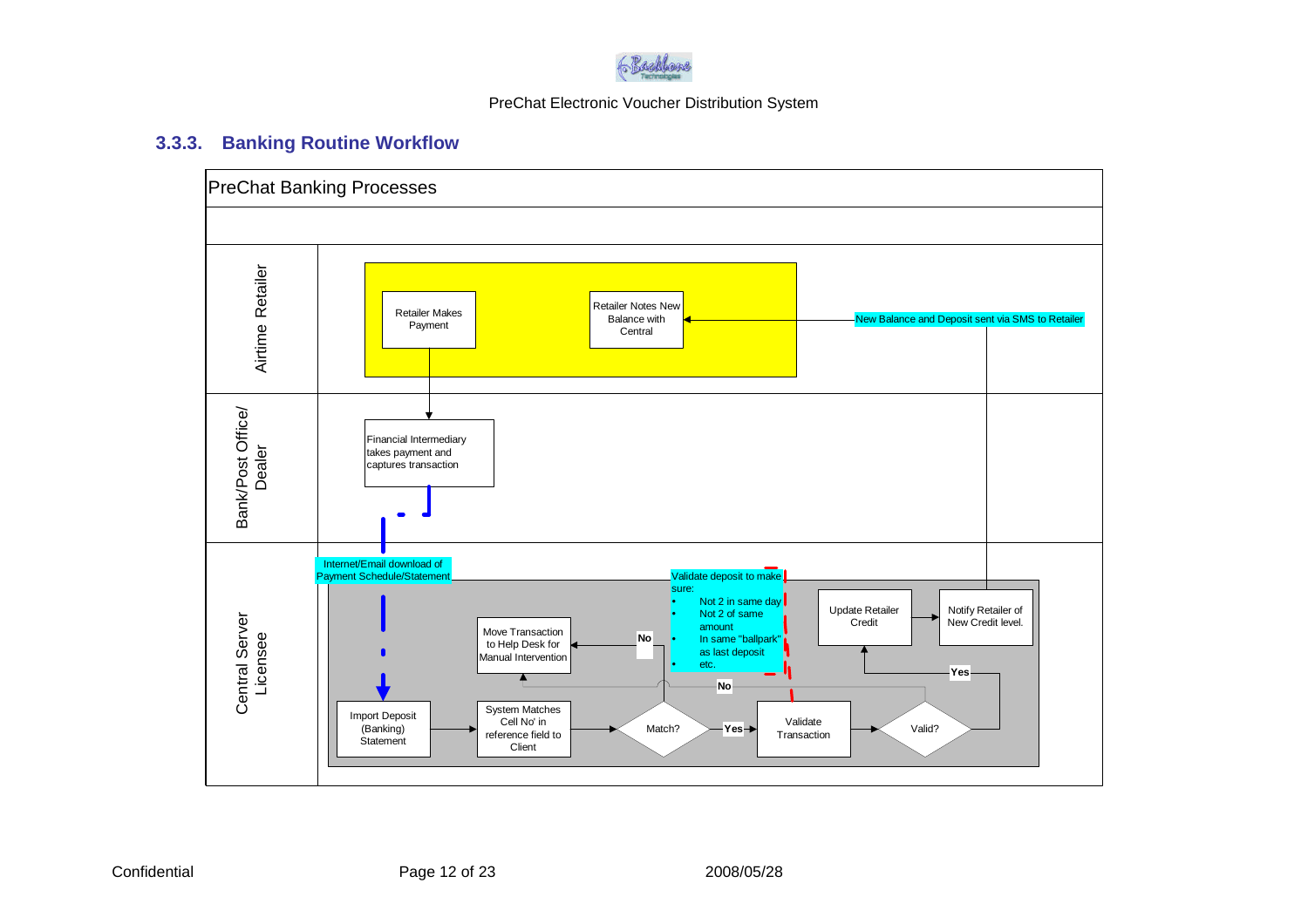### 3.3.3. Banking Routine Workflow

**PreChat Banking Processes**

**Airtime Retailer**

- Retailer Makes Payment
- Retailer Notes New Balance with Central
- New Balance and Deposit sent via SMS to Retailer

**Bank/Post Office/ Dealer**

- Financial Intermediary takes payment and captures transaction

**Central Server Licensee**

- Internet/Email download of Payment Schedule/Statement
- Import Deposit (Banking) Statement
- System Matches Cell No' in reference field to Client
- Match?
  - No → Move Transaction to Help Desk for Manual Intervention
  - Yes → Validate Transaction
- Validate deposit to make sure:
  - Not 2 in same day
  - Not 2 of same amount
  - In same "ballpark" as last deposit
  - etc.
- Valid?
  - No → Move Transaction to Help Desk for Manual Intervention
  - Yes → Update Retailer Credit
- Notify Retailer of New Credit level.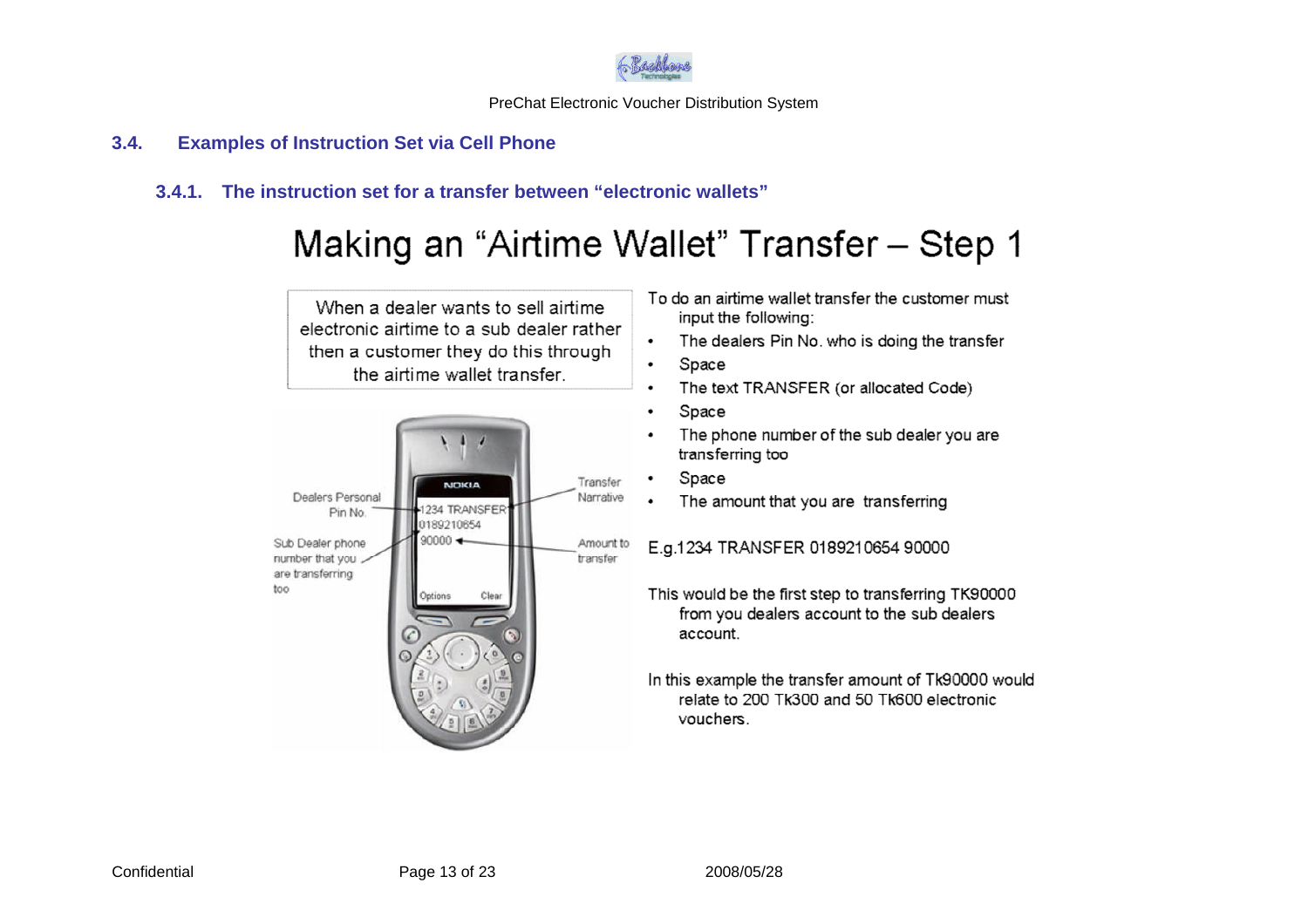### 3.4. Examples of Instruction Set via Cell Phone

#### 3.4.1. The instruction set for a transfer between "electronic wallets"

## Making an "Airtime Wallet" Transfer – Step 1

When a dealer wants to sell airtime electronic airtime to a sub dealer rather then a customer they do this through the airtime wallet transfer.

Dealers Personal Pin No.

Sub Dealer phone number that you are transferring too

Transfer Narrative

Amount to transfer

1234 TRANSFER
0189210654
90000

Options Clear

To do an airtime wallet transfer the customer must input the following:

- The dealers Pin No. who is doing the transfer
- Space
- The text TRANSFER (or allocated Code)
- Space
- The phone number of the sub dealer you are transferring too
- Space
- The amount that you are transferring

E.g.1234 TRANSFER 0189210654 90000

This would be the first step to transferring TK90000 from you dealers account to the sub dealers account.

In this example the transfer amount of Tk90000 would relate to 200 Tk300 and 50 Tk600 electronic vouchers.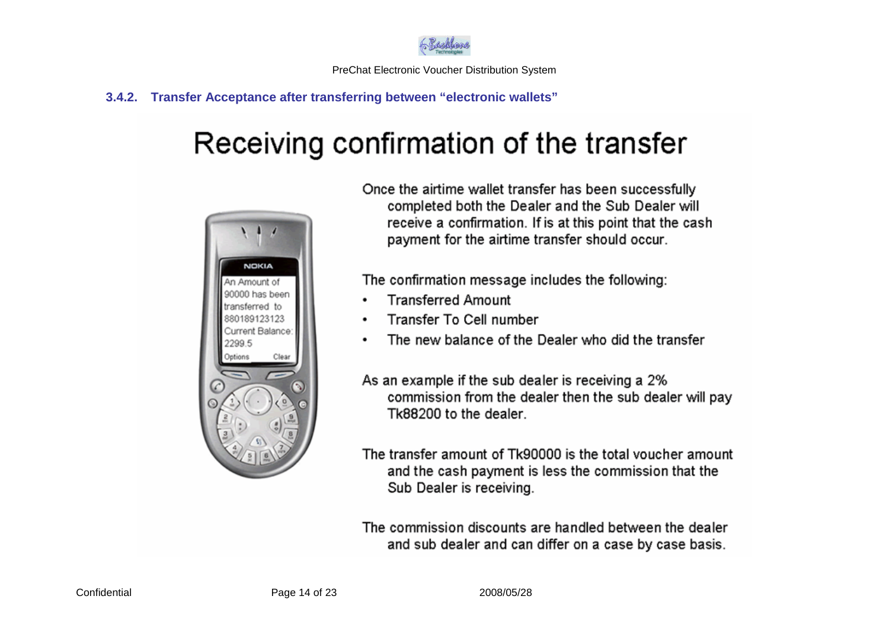### 3.4.2. Transfer Acceptance after transferring between "electronic wallets"

# Receiving confirmation of the transfer

An Amount of 90000 has been transferred to 880189123123 Current Balance: 2299.5

Options Clear

Once the airtime wallet transfer has been successfully completed both the Dealer and the Sub Dealer will receive a confirmation. If is at this point that the cash payment for the airtime transfer should occur.

The confirmation message includes the following:

- Transferred Amount
- Transfer To Cell number
- The new balance of the Dealer who did the transfer

As an example if the sub dealer is receiving a 2% commission from the dealer then the sub dealer will pay Tk88200 to the dealer.

The transfer amount of Tk90000 is the total voucher amount and the cash payment is less the commission that the Sub Dealer is receiving.

The commission discounts are handled between the dealer and sub dealer and can differ on a case by case basis.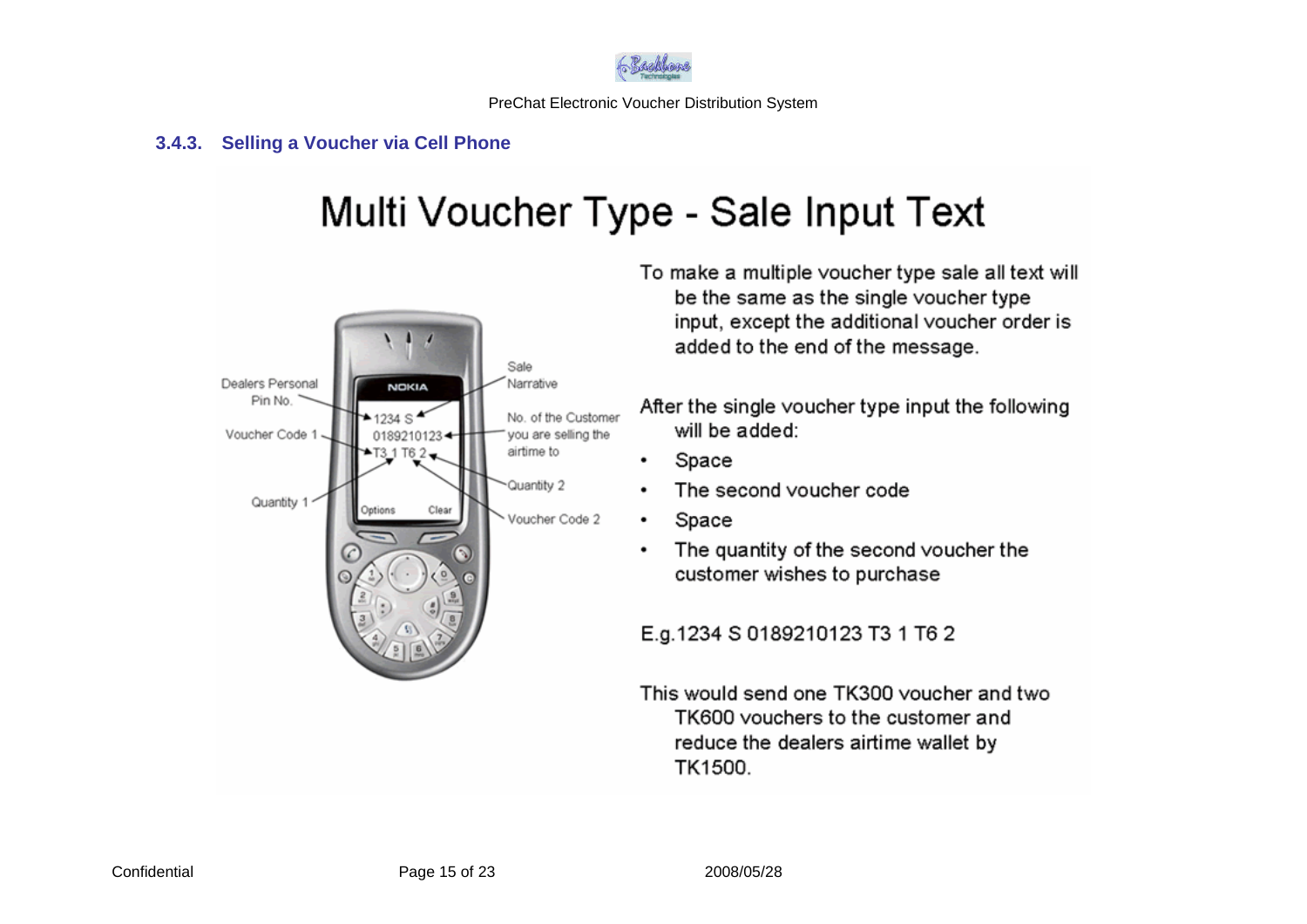### 3.4.3. Selling a Voucher via Cell Phone

# Multi Voucher Type - Sale Input Text

Dealers Personal Pin No.

Voucher Code 1

Quantity 1

Sale Narrative

No. of the Customer you are selling the airtime to

Quantity 2

Voucher Code 2

1234 S
0189210123
T3 1 T6 2

To make a multiple voucher type sale all text will be the same as the single voucher type input, except the additional voucher order is added to the end of the message.

After the single voucher type input the following will be added:

- Space
- The second voucher code
- Space
- The quantity of the second voucher the customer wishes to purchase

E.g.1234 S 0189210123 T3 1 T6 2

This would send one TK300 voucher and two TK600 vouchers to the customer and reduce the dealers airtime wallet by TK1500.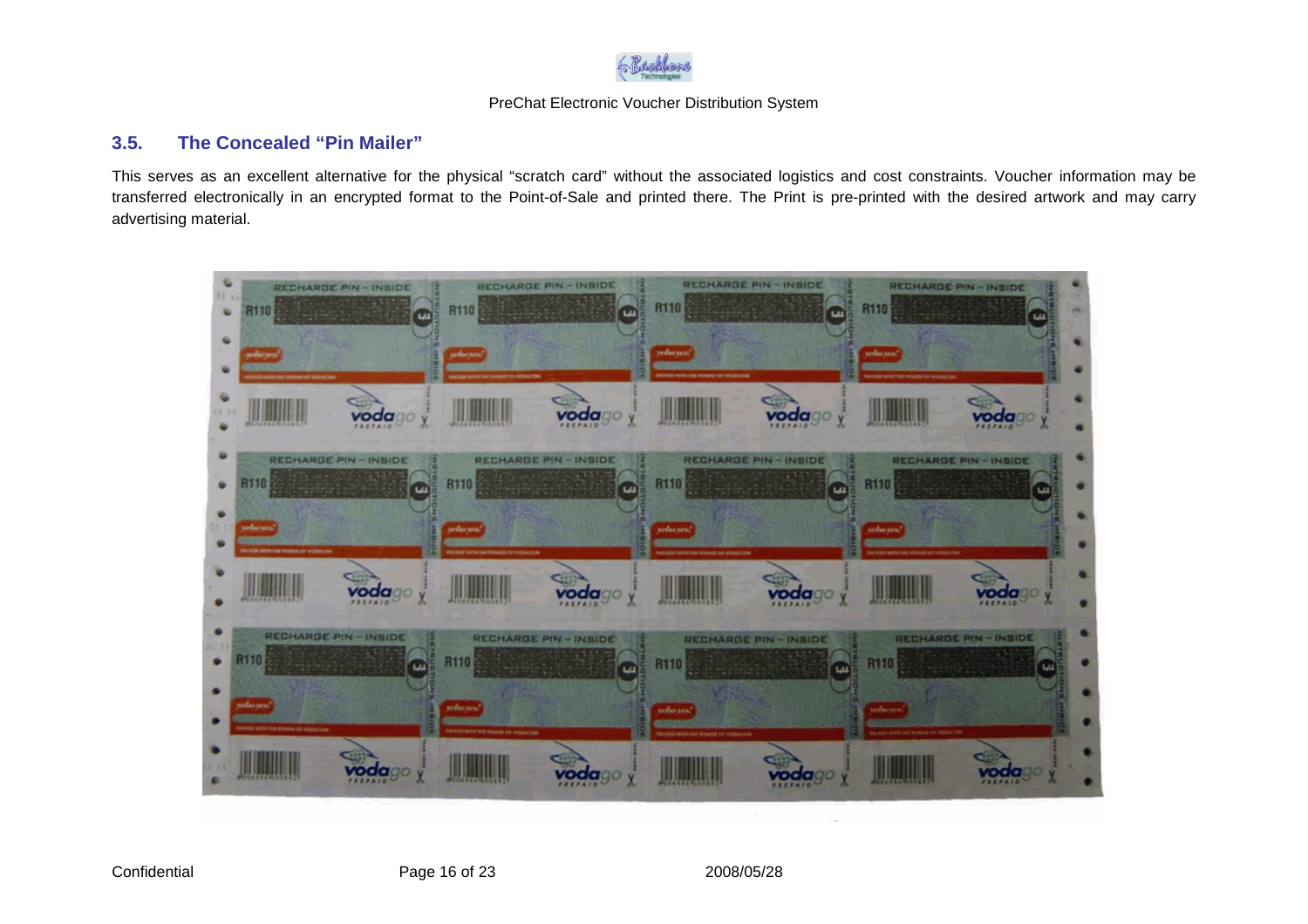## 3.5. The Concealed "Pin Mailer"

This serves as an excellent alternative for the physical "scratch card" without the associated logistics and cost constraints. Voucher information may be transferred electronically in an encrypted format to the Point-of-Sale and printed there. The Print is pre-printed with the desired artwork and may carry advertising material.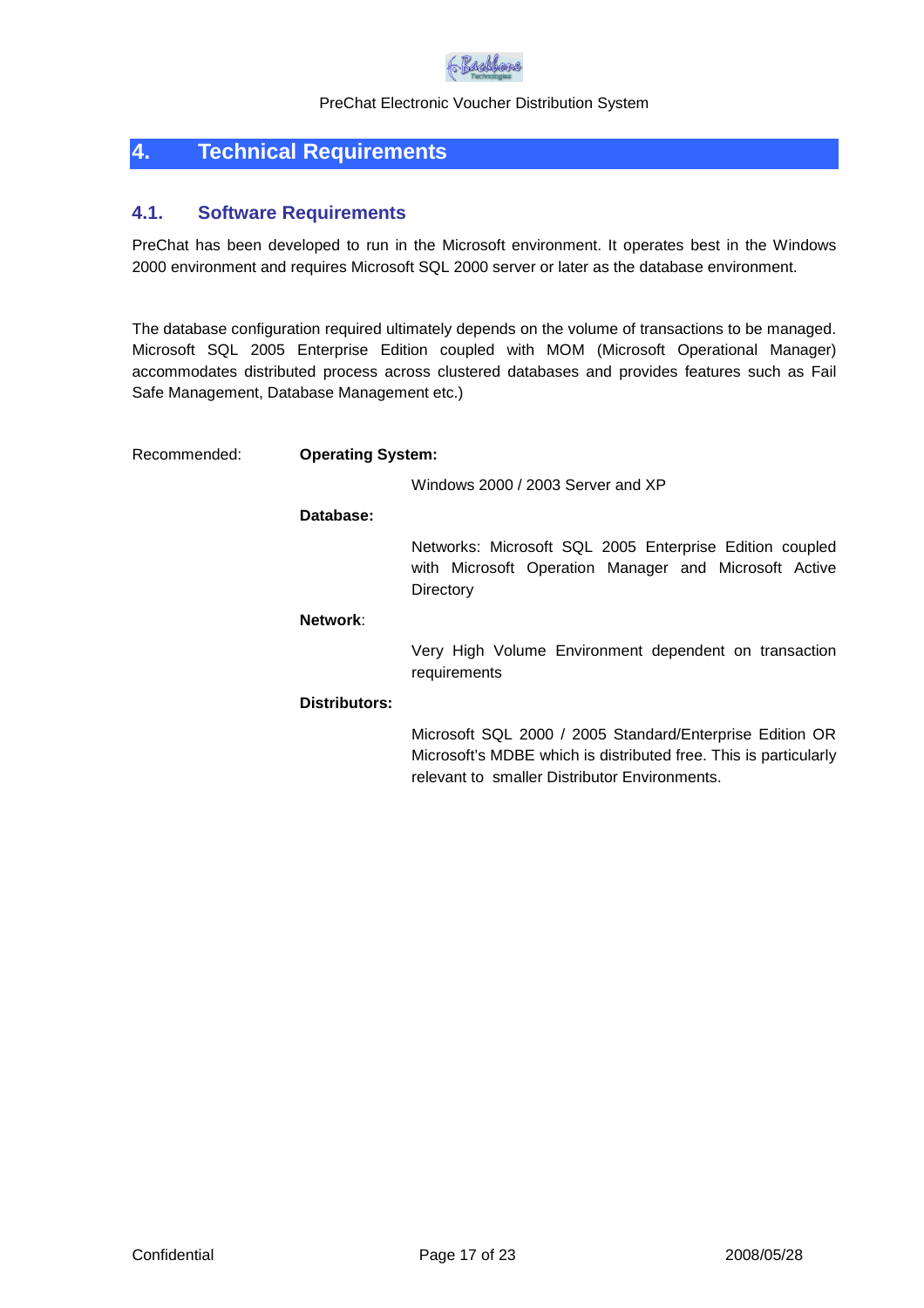# 4. Technical Requirements

## 4.1. Software Requirements

PreChat has been developed to run in the Microsoft environment. It operates best in the Windows 2000 environment and requires Microsoft SQL 2000 server or later as the database environment.

The database configuration required ultimately depends on the volume of transactions to be managed. Microsoft SQL 2005 Enterprise Edition coupled with MOM (Microsoft Operational Manager) accommodates distributed process across clustered databases and provides features such as Fail Safe Management, Database Management etc.)

Recommended:

**Operating System:**

Windows 2000 / 2003 Server and XP

**Database:**

Networks: Microsoft SQL 2005 Enterprise Edition coupled with Microsoft Operation Manager and Microsoft Active Directory

**Network**:

Very High Volume Environment dependent on transaction requirements

**Distributors:**

Microsoft SQL 2000 / 2005 Standard/Enterprise Edition OR Microsoft's MDBE which is distributed free. This is particularly relevant to smaller Distributor Environments.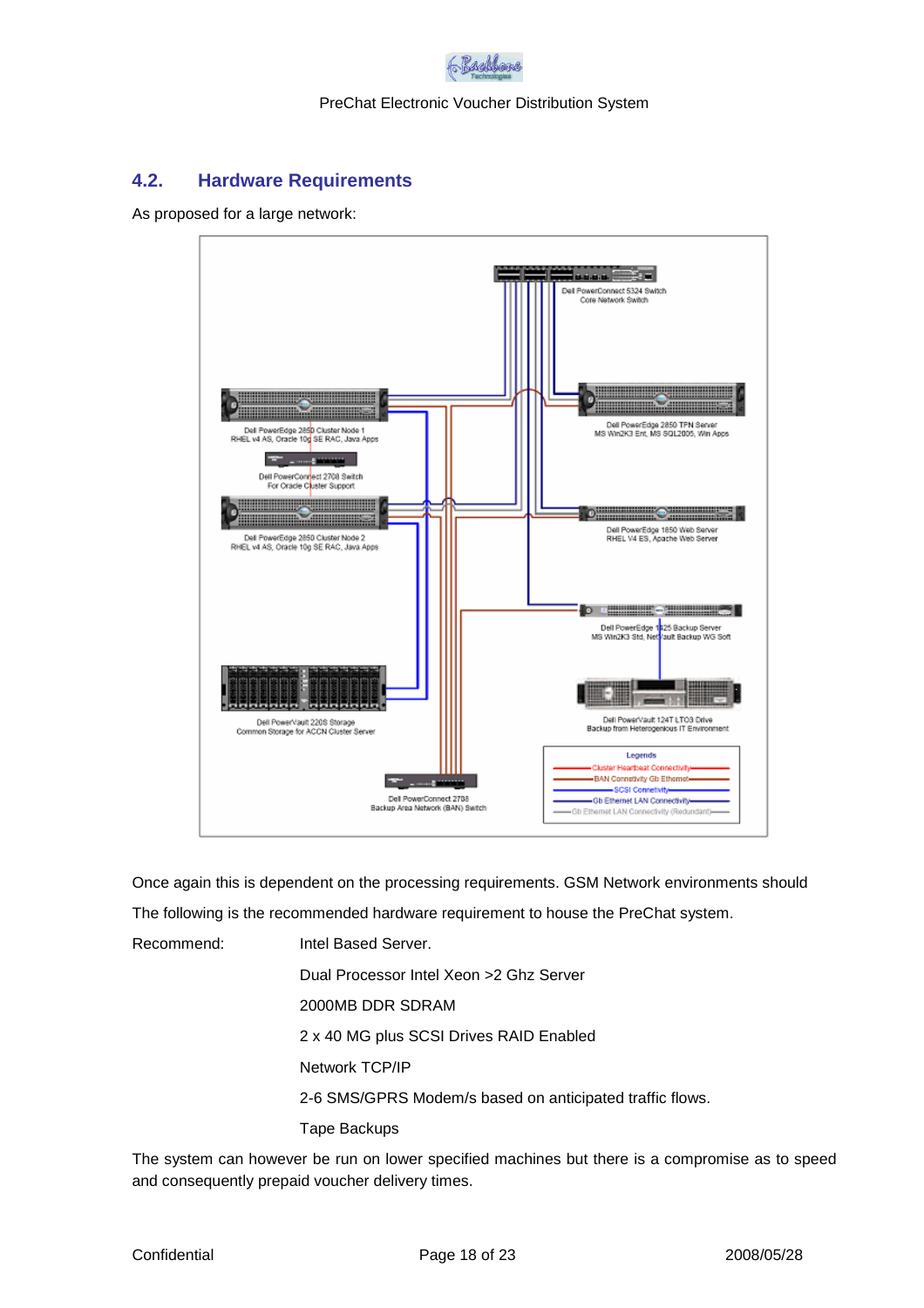## 4.2. Hardware Requirements

As proposed for a large network:

Once again this is dependent on the processing requirements. GSM Network environments should

The following is the recommended hardware requirement to house the PreChat system.

Recommend: Intel Based Server.

Dual Processor Intel Xeon >2 Ghz Server

2000MB DDR SDRAM

2 x 40 MG plus SCSI Drives RAID Enabled

Network TCP/IP

2-6 SMS/GPRS Modem/s based on anticipated traffic flows.

Tape Backups

The system can however be run on lower specified machines but there is a compromise as to speed and consequently prepaid voucher delivery times.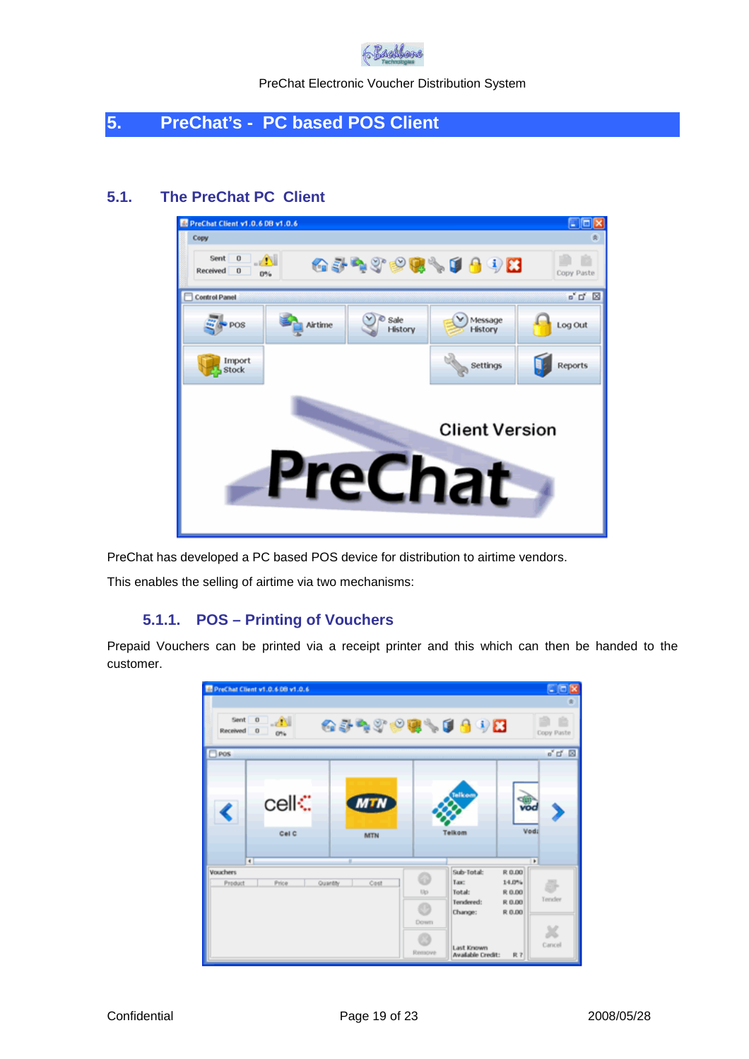# 5. PreChat's - PC based POS Client

## 5.1. The PreChat PC Client

PreChat has developed a PC based POS device for distribution to airtime vendors.

This enables the selling of airtime via two mechanisms:

### 5.1.1. POS – Printing of Vouchers

Prepaid Vouchers can be printed via a receipt printer and this which can then be handed to the customer.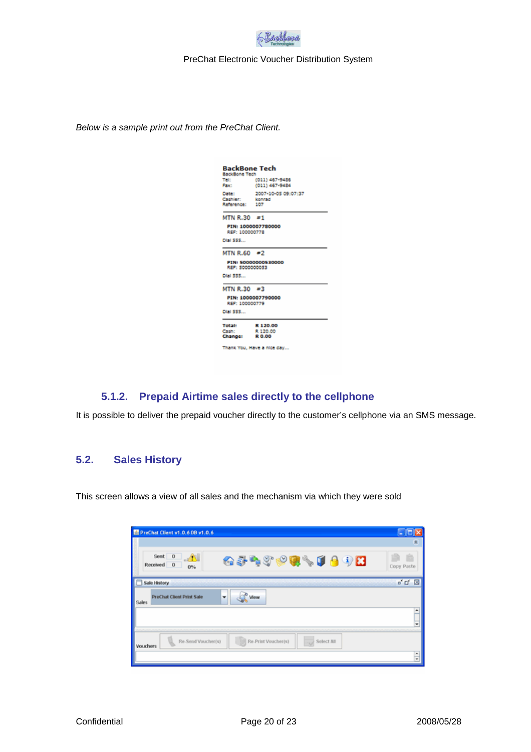*Below is a sample print out from the PreChat Client.*

### 5.1.2. Prepaid Airtime sales directly to the cellphone

It is possible to deliver the prepaid voucher directly to the customer's cellphone via an SMS message.

## 5.2. Sales History

This screen allows a view of all sales and the mechanism via which they were sold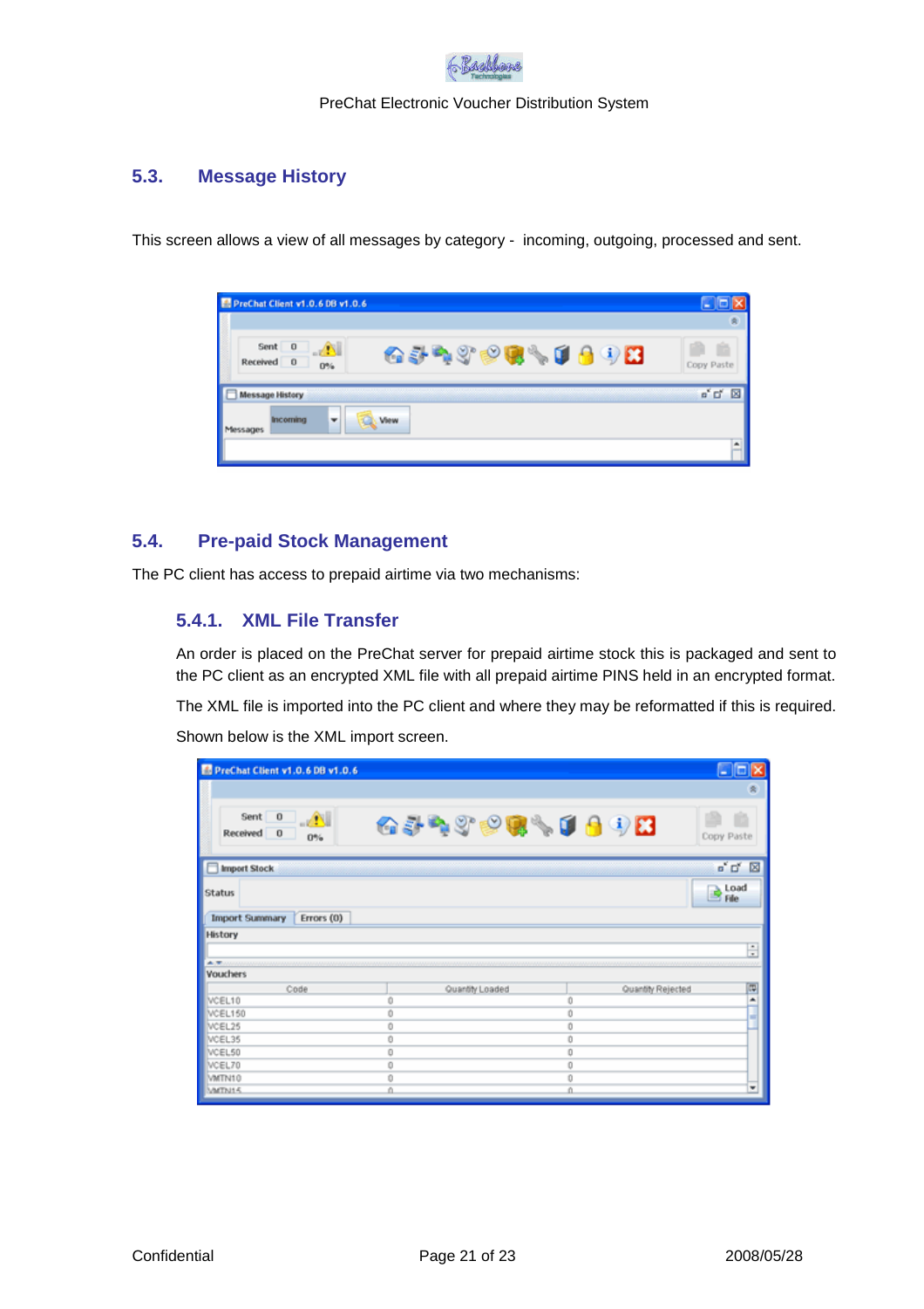## 5.3. Message History

This screen allows a view of all messages by category - incoming, outgoing, processed and sent.

## 5.4. Pre-paid Stock Management

The PC client has access to prepaid airtime via two mechanisms:

### 5.4.1. XML File Transfer

An order is placed on the PreChat server for prepaid airtime stock this is packaged and sent to the PC client as an encrypted XML file with all prepaid airtime PINS held in an encrypted format.

The XML file is imported into the PC client and where they may be reformatted if this is required.

Shown below is the XML import screen.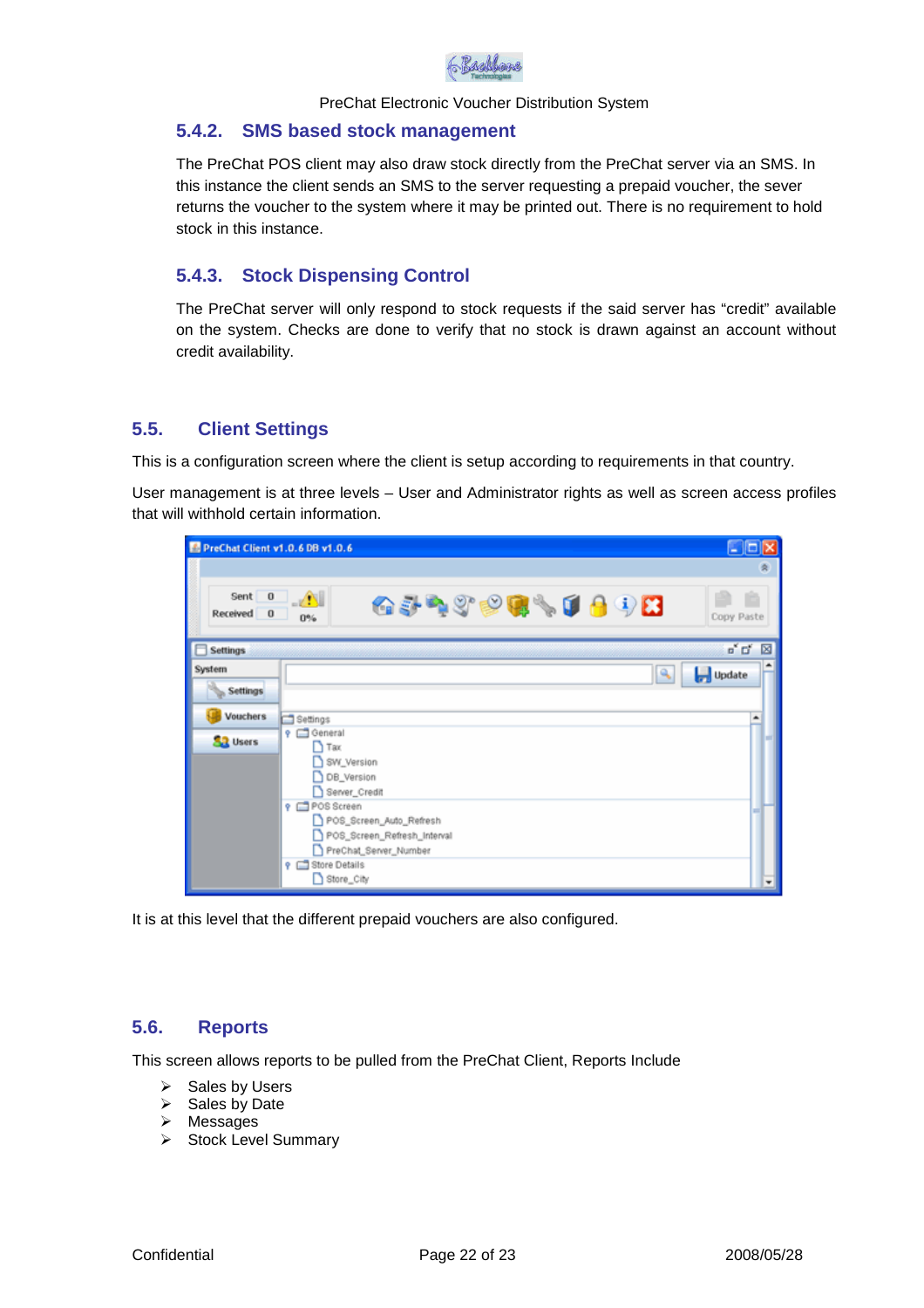### 5.4.2. SMS based stock management

The PreChat POS client may also draw stock directly from the PreChat server via an SMS. In this instance the client sends an SMS to the server requesting a prepaid voucher, the sever returns the voucher to the system where it may be printed out. There is no requirement to hold stock in this instance.

### 5.4.3. Stock Dispensing Control

The PreChat server will only respond to stock requests if the said server has "credit" available on the system. Checks are done to verify that no stock is drawn against an account without credit availability.

## 5.5. Client Settings

This is a configuration screen where the client is setup according to requirements in that country.

User management is at three levels – User and Administrator rights as well as screen access profiles that will withhold certain information.

It is at this level that the different prepaid vouchers are also configured.

## 5.6. Reports

This screen allows reports to be pulled from the PreChat Client, Reports Include

- Sales by Users
- Sales by Date
- Messages
- Stock Level Summary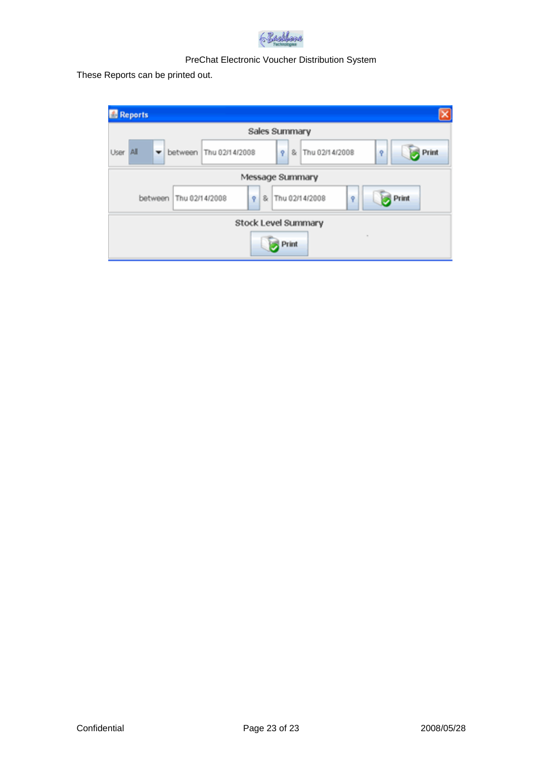These Reports can be printed out.